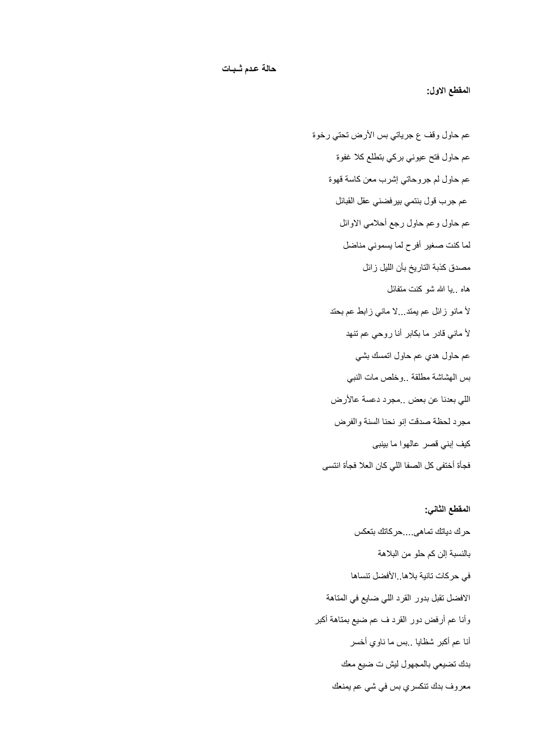## حالة عدم ثـبـات

**المقطع الاول:**

عم حاول وقف ع جرياتي بس الأرض تحتي رخوة

عم حاول فتح عيوني بركي بتطلع كلا غفوة

عم حاول لم جروحاتي إشرب معن كاسة قهوة

عم جرب قول بنتمي بيرفضني عقل القبائل

عم حاول وعم حاول رجع أحلامي الاوائل

لما كنت صغير أفرح لما يسموني مناضل

مصدق كذبة التاريخ بأن الليل زائل

هاه ..يا الله شو كنت متفائل

لأ مانو زائل عم يمتد...لا ماني زابط عم بحتد

لأ ماني قادر ما بكابر أنا روحي عم تنهد

عم حاول هدي عم حاول اتمسك بشي

بس الهشاشة مطلقة ..وخلص مات النبي

اللي بعدنا عن بعض ..مجرد دعسة عالأرض

مجرد لحظة صدقت إنو نحنا السنة والفرض

كيف إبني قصر عالهوا ما بينبى

فجأة أختفى كل الصفا اللي كان العلا فجأة انتسى

**المقطع الثاني:**

حرك دياتك تماهى....حركاتك بتعكس

بالنسبة إلن كم حلو من البلاهة

في حركات تانية بلاها..الأفضل تنساها

الافضل تقبل بدور القرد اللي ضايع في المتاهة

وأنا عم أرفض دور القرد ف عم ضيع بمتاهة أكبر

أنا عم أكبر شظايا ..بس ما ناوي أخسر

بدك تضيعي بالمجهول ليش ت ضيع معك

معروف بدك تنكسري بس في شي عم يمنعك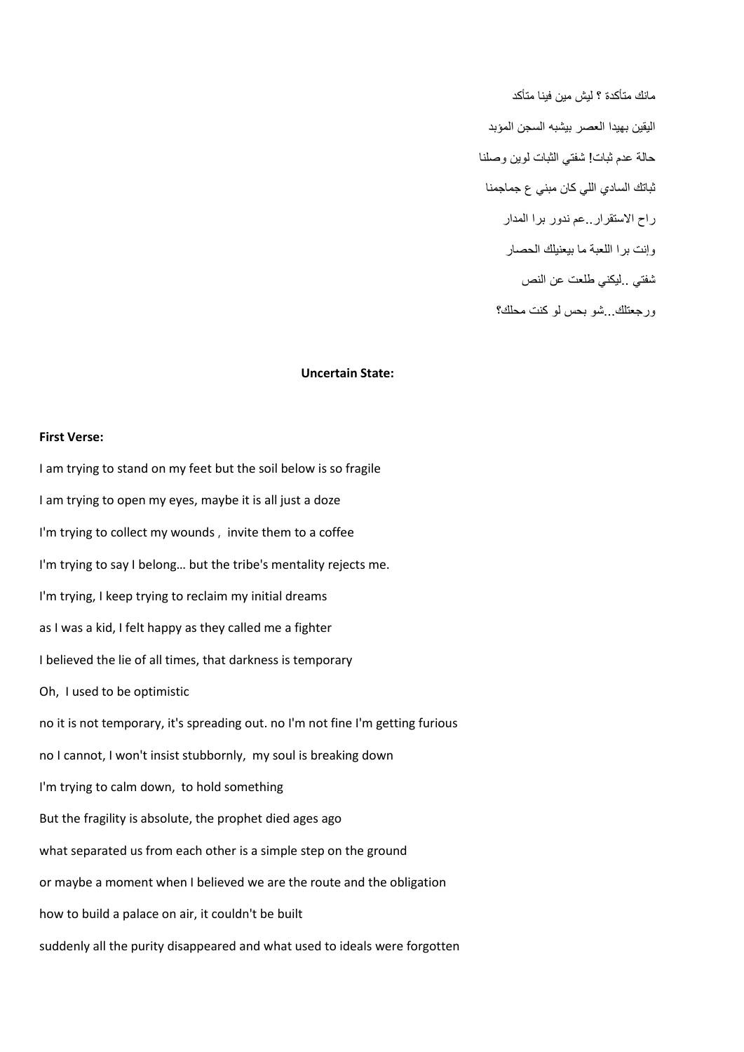مانك متأكدة ؟ ليش مين فينا متأكد

اليقين بهيدا العصر بيشبه السجن المؤبد

حالة عدم ثبات! شفتي الثبات لوين وصلنا

ثباتك السادي اللي كان مبني ع جماجمنا

راح الاستقرار..عم ندور برا المدار

وإنت برا اللعبة ما بيعنيلك الحصار

شفتي ..ليكني طلعت عن النص

ورجعتلك...شو بحس لو كنت محلك؟

**Uncertain State:**

**First Verse:**

I am trying to stand on my feet but the soil below is so fragile

I am trying to open my eyes, maybe it is all just a doze

I'm trying to collect my wounds , invite them to a coffee

I'm trying to say I belong… but the tribe's mentality rejects me.

I'm trying, I keep trying to reclaim my initial dreams

as I was a kid, I felt happy as they called me a fighter

I believed the lie of all times, that darkness is temporary

Oh, I used to be optimistic

no it is not temporary, it's spreading out. no I'm not fine I'm getting furious

no I cannot, I won't insist stubbornly, my soul is breaking down

I'm trying to calm down, to hold something

But the fragility is absolute, the prophet died ages ago

what separated us from each other is a simple step on the ground

or maybe a moment when I believed we are the route and the obligation

how to build a palace on air, it couldn't be built

suddenly all the purity disappeared and what used to ideals were forgotten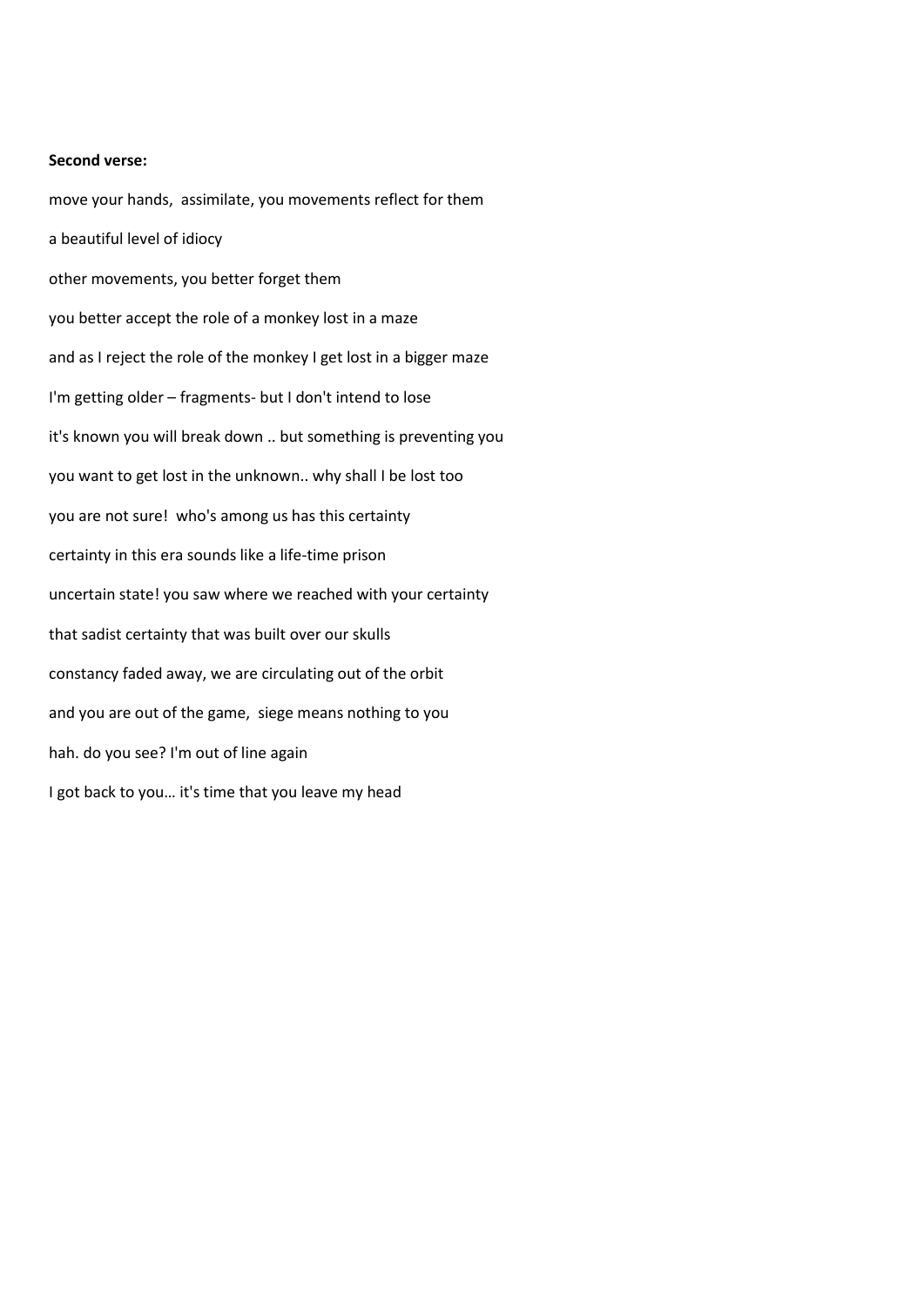**Second verse:**

move your hands,  assimilate, you movements reflect for them

a beautiful level of idiocy

other movements, you better forget them

you better accept the role of a monkey lost in a maze

and as I reject the role of the monkey I get lost in a bigger maze

I'm getting older – fragments- but I don't intend to lose

it's known you will break down .. but something is preventing you

you want to get lost in the unknown.. why shall I be lost too

you are not sure!  who's among us has this certainty

certainty in this era sounds like a life-time prison

uncertain state! you saw where we reached with your certainty

that sadist certainty that was built over our skulls

constancy faded away, we are circulating out of the orbit

and you are out of the game,  siege means nothing to you

hah. do you see? I'm out of line again

I got back to you… it's time that you leave my head